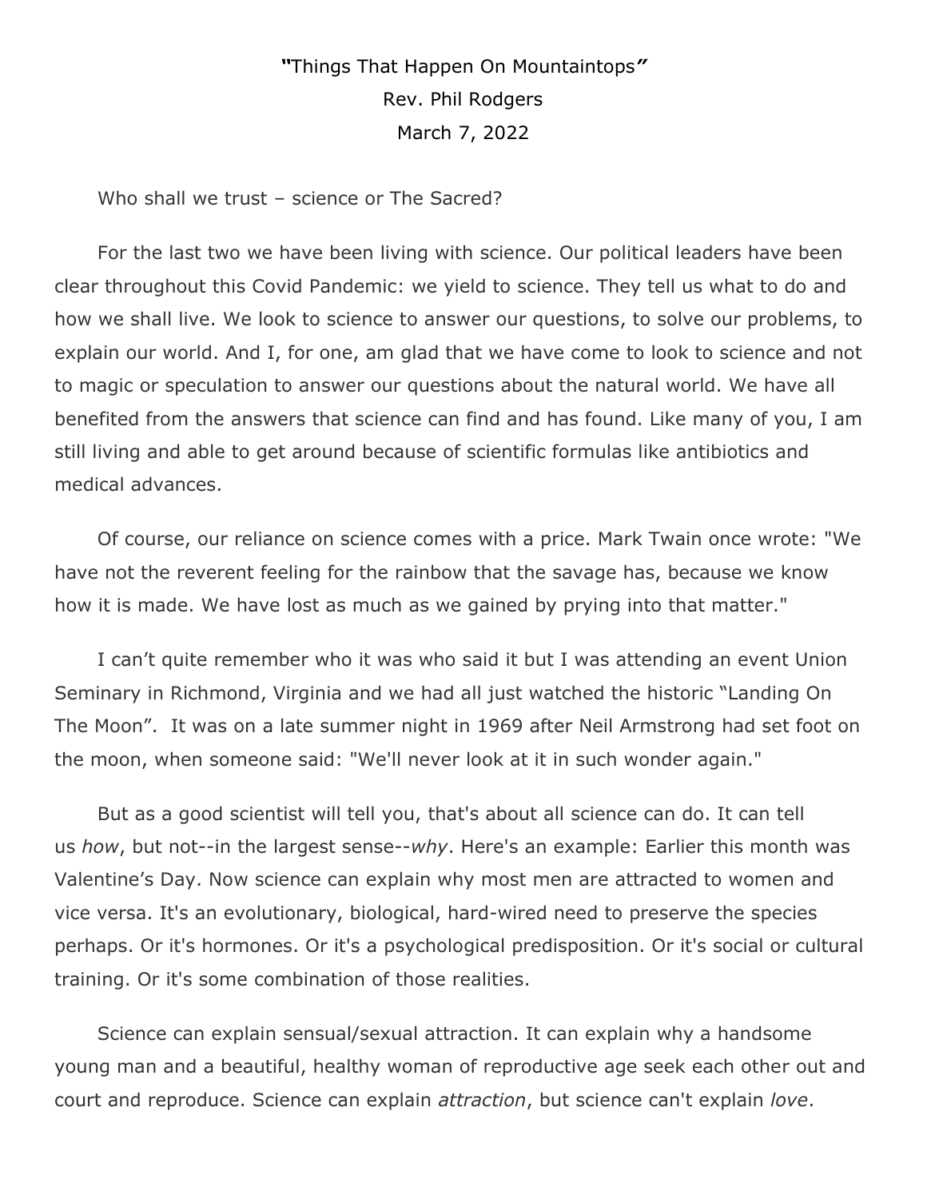**"**Things That Happen On Mountaintops**"**

Rev. Phil Rodgers

March 7, 2022

Who shall we trust – science or The Sacred?

For the last two we have been living with science. Our political leaders have been clear throughout this Covid Pandemic: we yield to science. They tell us what to do and how we shall live. We look to science to answer our questions, to solve our problems, to explain our world. And I, for one, am glad that we have come to look to science and not to magic or speculation to answer our questions about the natural world. We have all benefited from the answers that science can find and has found. Like many of you, I am still living and able to get around because of scientific formulas like antibiotics and medical advances.

Of course, our reliance on science comes with a price. Mark Twain once wrote: "We have not the reverent feeling for the rainbow that the savage has, because we know how it is made. We have lost as much as we gained by prying into that matter."

I can't quite remember who it was who said it but I was attending an event Union Seminary in Richmond, Virginia and we had all just watched the historic "Landing On The Moon". It was on a late summer night in 1969 after Neil Armstrong had set foot on the moon, when someone said: "We'll never look at it in such wonder again."

But as a good scientist will tell you, that's about all science can do. It can tell us *how*, but not--in the largest sense--*why*. Here's an example: Earlier this month was Valentine's Day. Now science can explain why most men are attracted to women and vice versa. It's an evolutionary, biological, hard-wired need to preserve the species perhaps. Or it's hormones. Or it's a psychological predisposition. Or it's social or cultural training. Or it's some combination of those realities.

Science can explain sensual/sexual attraction. It can explain why a handsome young man and a beautiful, healthy woman of reproductive age seek each other out and court and reproduce. Science can explain *attraction*, but science can't explain *love*.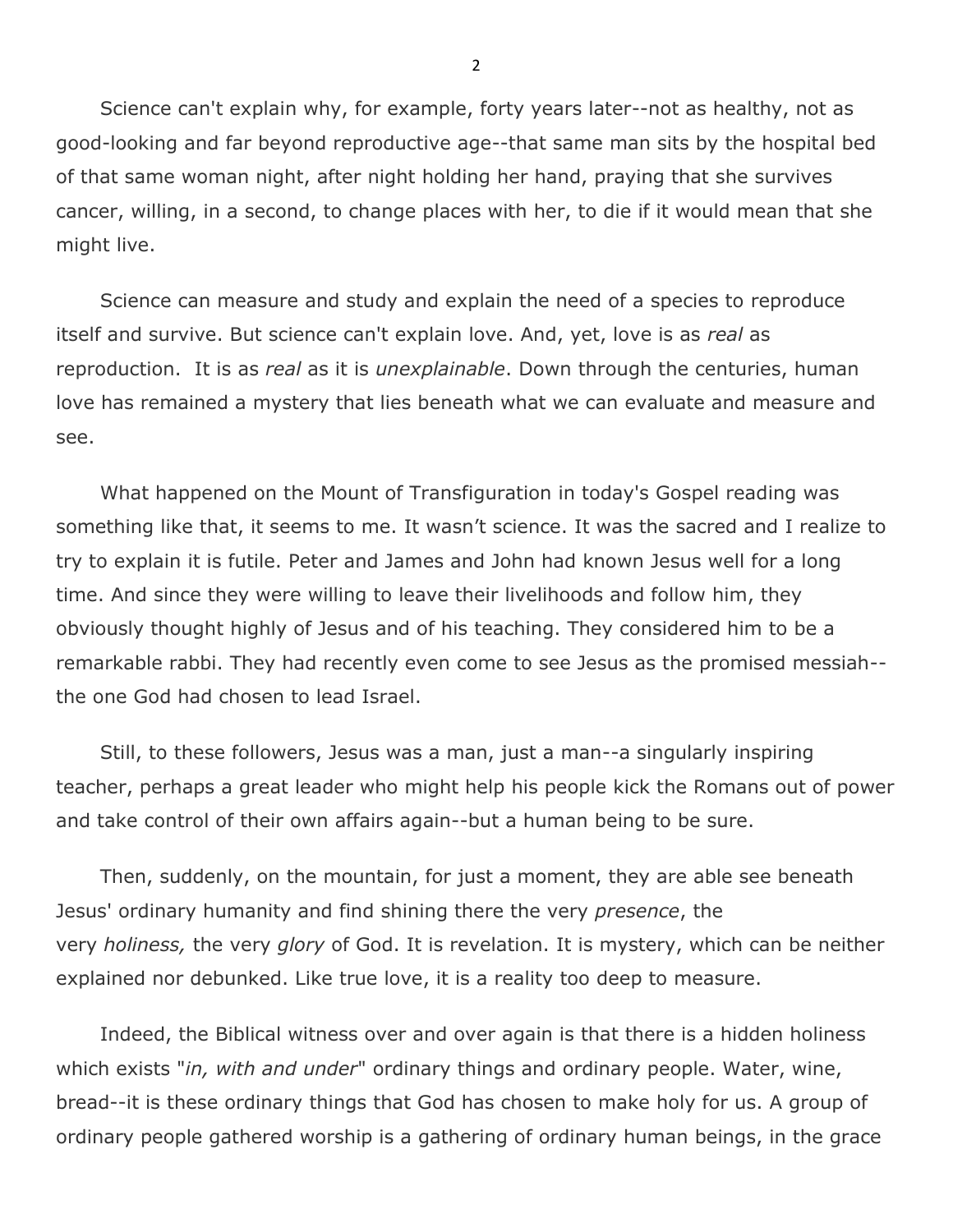Science can't explain why, for example, forty years later--not as healthy, not as good-looking and far beyond reproductive age--that same man sits by the hospital bed of that same woman night, after night holding her hand, praying that she survives cancer, willing, in a second, to change places with her, to die if it would mean that she might live.

Science can measure and study and explain the need of a species to reproduce itself and survive. But science can't explain love. And, yet, love is as *real* as reproduction. It is as *real* as it is *unexplainable*. Down through the centuries, human love has remained a mystery that lies beneath what we can evaluate and measure and see.

What happened on the Mount of Transfiguration in today's Gospel reading was something like that, it seems to me. It wasn't science. It was the sacred and I realize to try to explain it is futile. Peter and James and John had known Jesus well for a long time. And since they were willing to leave their livelihoods and follow him, they obviously thought highly of Jesus and of his teaching. They considered him to be a remarkable rabbi. They had recently even come to see Jesus as the promised messiah--the one God had chosen to lead Israel.

Still, to these followers, Jesus was a man, just a man--a singularly inspiring teacher, perhaps a great leader who might help his people kick the Romans out of power and take control of their own affairs again--but a human being to be sure.

Then, suddenly, on the mountain, for just a moment, they are able see beneath Jesus' ordinary humanity and find shining there the very *presence*, the very *holiness,* the very *glory* of God. It is revelation. It is mystery, which can be neither explained nor debunked. Like true love, it is a reality too deep to measure.

Indeed, the Biblical witness over and over again is that there is a hidden holiness which exists "*in, with and under*" ordinary things and ordinary people. Water, wine, bread--it is these ordinary things that God has chosen to make holy for us. A group of ordinary people gathered worship is a gathering of ordinary human beings, in the grace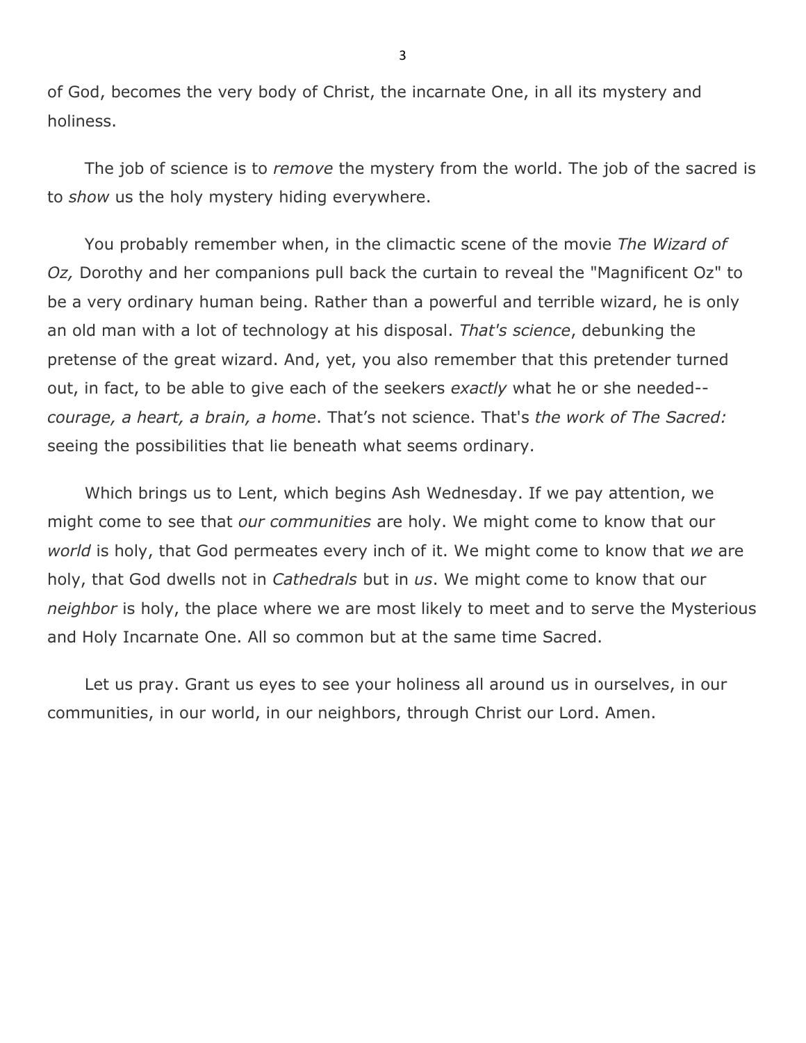of God, becomes the very body of Christ, the incarnate One, in all its mystery and holiness.

The job of science is to *remove* the mystery from the world. The job of the sacred is to *show* us the holy mystery hiding everywhere.

You probably remember when, in the climactic scene of the movie *The Wizard of Oz,* Dorothy and her companions pull back the curtain to reveal the "Magnificent Oz" to be a very ordinary human being. Rather than a powerful and terrible wizard, he is only an old man with a lot of technology at his disposal. *That's science*, debunking the pretense of the great wizard. And, yet, you also remember that this pretender turned out, in fact, to be able to give each of the seekers *exactly* what he or she needed--*courage, a heart, a brain, a home*. That's not science. That's *the work of The Sacred:* seeing the possibilities that lie beneath what seems ordinary.

Which brings us to Lent, which begins Ash Wednesday. If we pay attention, we might come to see that *our communities* are holy. We might come to know that our *world* is holy, that God permeates every inch of it. We might come to know that *we* are holy, that God dwells not in *Cathedrals* but in *us*. We might come to know that our *neighbor* is holy, the place where we are most likely to meet and to serve the Mysterious and Holy Incarnate One. All so common but at the same time Sacred.

Let us pray. Grant us eyes to see your holiness all around us in ourselves, in our communities, in our world, in our neighbors, through Christ our Lord. Amen.